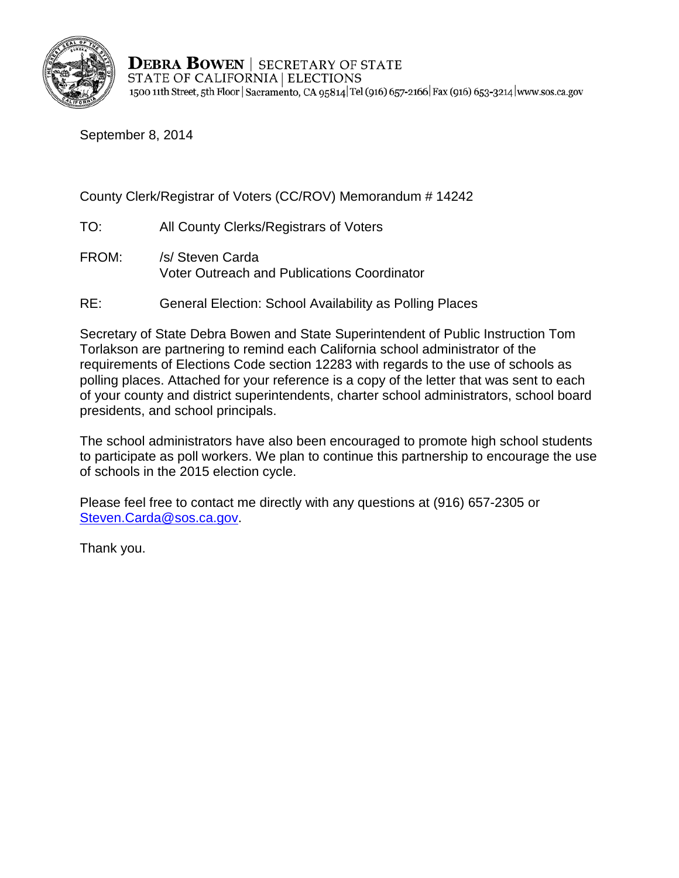**DEBRA BOWEN** | SECRETARY OF STATE
STATE OF CALIFORNIA | ELECTIONS
1500 11th Street, 5th Floor | Sacramento, CA 95814 | Tel (916) 657-2166 | Fax (916) 653-3214 | www.sos.ca.gov

September 8, 2014

County Clerk/Registrar of Voters (CC/ROV) Memorandum # 14242

TO: All County Clerks/Registrars of Voters

FROM: /s/ Steven Carda
Voter Outreach and Publications Coordinator

RE: General Election: School Availability as Polling Places

Secretary of State Debra Bowen and State Superintendent of Public Instruction Tom Torlakson are partnering to remind each California school administrator of the requirements of Elections Code section 12283 with regards to the use of schools as polling places. Attached for your reference is a copy of the letter that was sent to each of your county and district superintendents, charter school administrators, school board presidents, and school principals.

The school administrators have also been encouraged to promote high school students to participate as poll workers. We plan to continue this partnership to encourage the use of schools in the 2015 election cycle.

Please feel free to contact me directly with any questions at (916) 657-2305 or Steven.Carda@sos.ca.gov.

Thank you.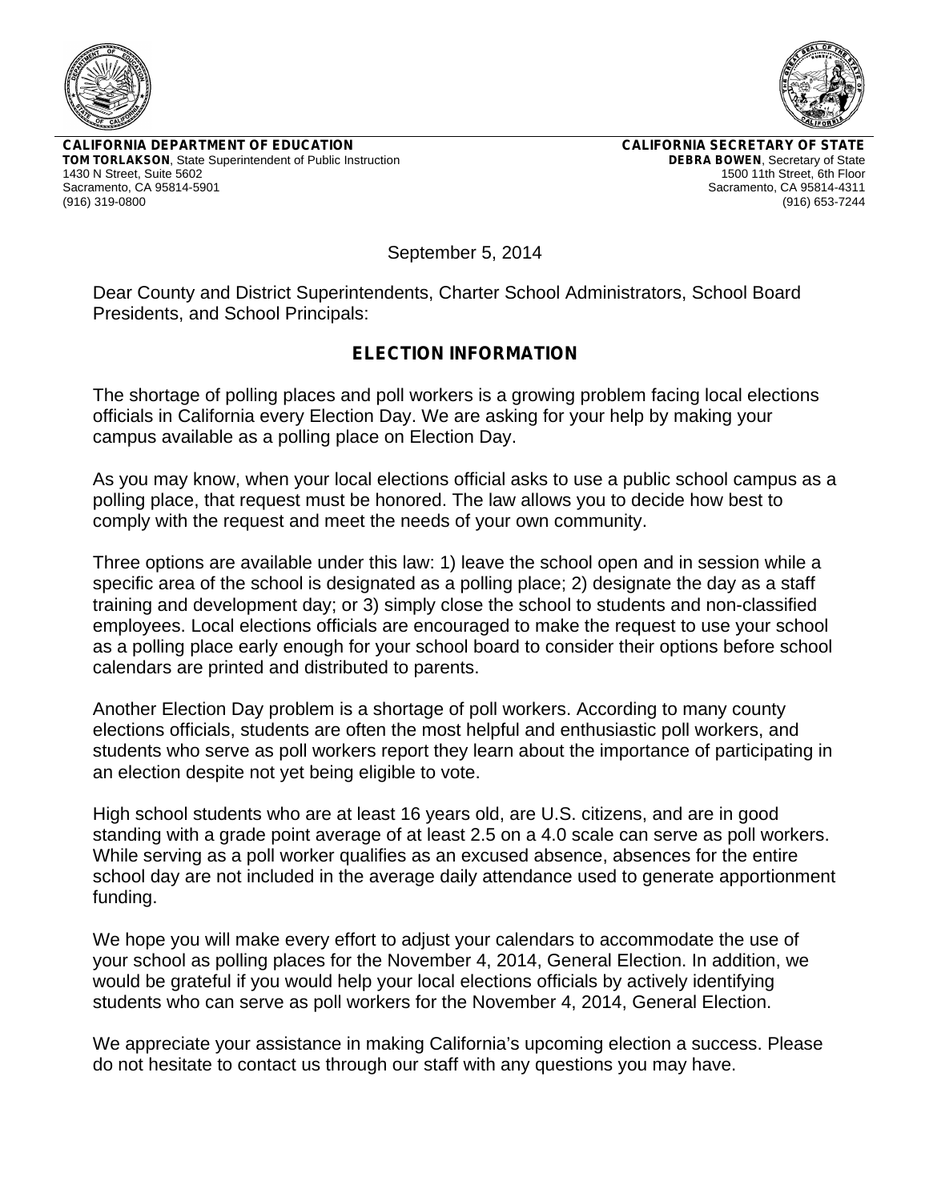**CALIFORNIA DEPARTMENT OF EDUCATION**
**TOM TORLAKSON**, State Superintendent of Public Instruction
1430 N Street, Suite 5602
Sacramento, CA 95814-5901
(916) 319-0800

**CALIFORNIA SECRETARY OF STATE**
**DEBRA BOWEN**, Secretary of State
1500 11th Street, 6th Floor
Sacramento, CA 95814-4311
(916) 653-7244

September 5, 2014

Dear County and District Superintendents, Charter School Administrators, School Board Presidents, and School Principals:

## ELECTION INFORMATION

The shortage of polling places and poll workers is a growing problem facing local elections officials in California every Election Day. We are asking for your help by making your campus available as a polling place on Election Day.

As you may know, when your local elections official asks to use a public school campus as a polling place, that request must be honored. The law allows you to decide how best to comply with the request and meet the needs of your own community.

Three options are available under this law: 1) leave the school open and in session while a specific area of the school is designated as a polling place; 2) designate the day as a staff training and development day; or 3) simply close the school to students and non-classified employees. Local elections officials are encouraged to make the request to use your school as a polling place early enough for your school board to consider their options before school calendars are printed and distributed to parents.

Another Election Day problem is a shortage of poll workers. According to many county elections officials, students are often the most helpful and enthusiastic poll workers, and students who serve as poll workers report they learn about the importance of participating in an election despite not yet being eligible to vote.

High school students who are at least 16 years old, are U.S. citizens, and are in good standing with a grade point average of at least 2.5 on a 4.0 scale can serve as poll workers. While serving as a poll worker qualifies as an excused absence, absences for the entire school day are not included in the average daily attendance used to generate apportionment funding.

We hope you will make every effort to adjust your calendars to accommodate the use of your school as polling places for the November 4, 2014, General Election. In addition, we would be grateful if you would help your local elections officials by actively identifying students who can serve as poll workers for the November 4, 2014, General Election.

We appreciate your assistance in making California's upcoming election a success. Please do not hesitate to contact us through our staff with any questions you may have.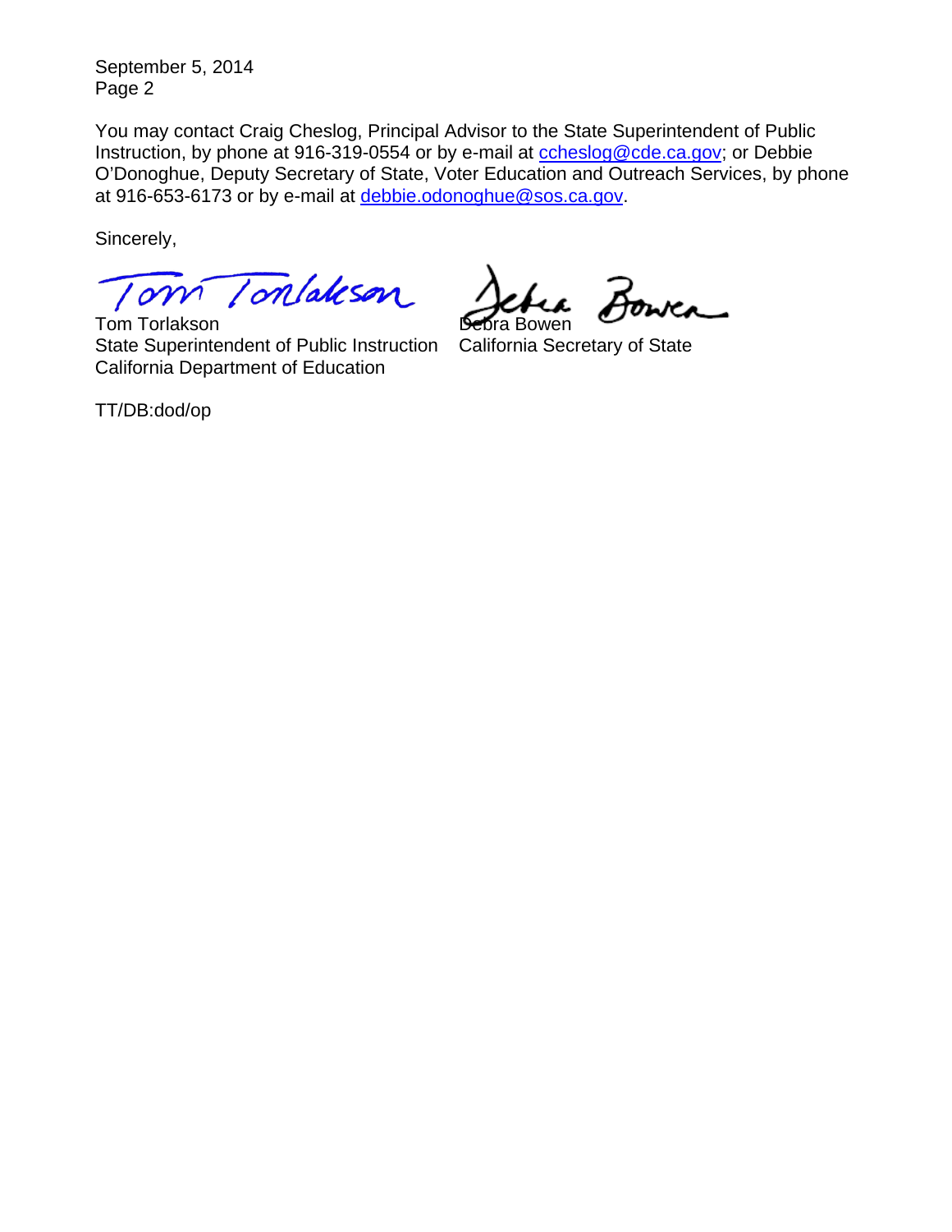You may contact Craig Cheslog, Principal Advisor to the State Superintendent of Public Instruction, by phone at 916-319-0554 or by e-mail at ccheslog@cde.ca.gov; or Debbie O'Donoghue, Deputy Secretary of State, Voter Education and Outreach Services, by phone at 916-653-6173 or by e-mail at debbie.odonoghue@sos.ca.gov.

Sincerely,

Tom Torlakson
State Superintendent of Public Instruction
California Department of Education

Debra Bowen
California Secretary of State

TT/DB:dod/op